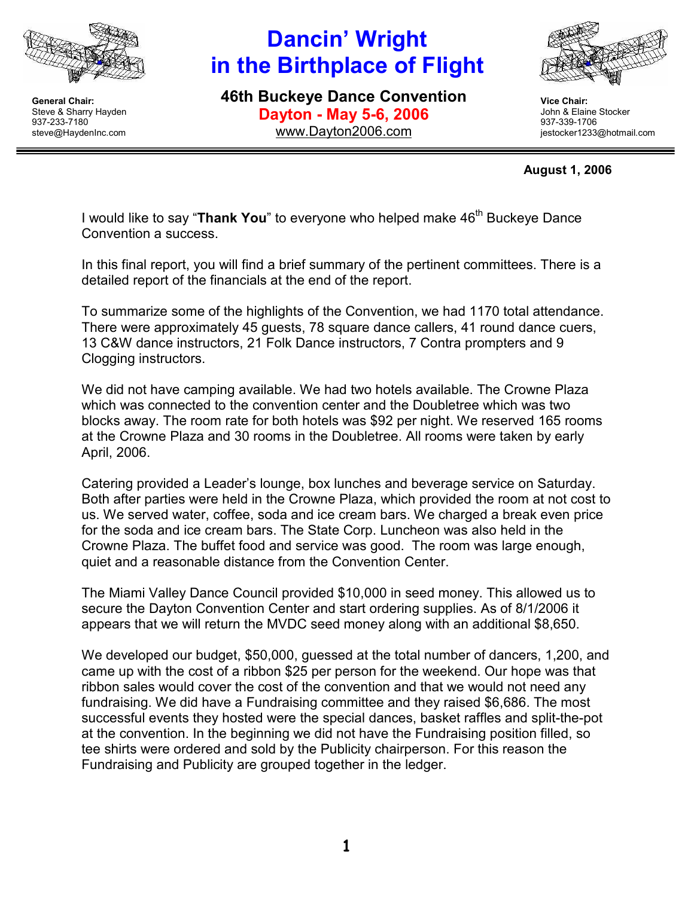**General Chair:**
Steve & Sharry Hayden
937-233-7180
steve@HaydenInc.com

# Dancin' Wright in the Birthplace of Flight

## 46th Buckeye Dance Convention

**Dayton - May 5-6, 2006**

www.Dayton2006.com

**Vice Chair:**
John & Elaine Stocker
937-339-1706
jestocker1233@hotmail.com

**August 1, 2006**

I would like to say "**Thank You**" to everyone who helped make 46th Buckeye Dance Convention a success.

In this final report, you will find a brief summary of the pertinent committees. There is a detailed report of the financials at the end of the report.

To summarize some of the highlights of the Convention, we had 1170 total attendance. There were approximately 45 guests, 78 square dance callers, 41 round dance cuers, 13 C&W dance instructors, 21 Folk Dance instructors, 7 Contra prompters and 9 Clogging instructors.

We did not have camping available. We had two hotels available. The Crowne Plaza which was connected to the convention center and the Doubletree which was two blocks away. The room rate for both hotels was $92 per night. We reserved 165 rooms at the Crowne Plaza and 30 rooms in the Doubletree. All rooms were taken by early April, 2006.

Catering provided a Leader's lounge, box lunches and beverage service on Saturday. Both after parties were held in the Crowne Plaza, which provided the room at not cost to us. We served water, coffee, soda and ice cream bars. We charged a break even price for the soda and ice cream bars. The State Corp. Luncheon was also held in the Crowne Plaza. The buffet food and service was good. The room was large enough, quiet and a reasonable distance from the Convention Center.

The Miami Valley Dance Council provided $10,000 in seed money. This allowed us to secure the Dayton Convention Center and start ordering supplies. As of 8/1/2006 it appears that we will return the MVDC seed money along with an additional $8,650.

We developed our budget, $50,000, guessed at the total number of dancers, 1,200, and came up with the cost of a ribbon $25 per person for the weekend. Our hope was that ribbon sales would cover the cost of the convention and that we would not need any fundraising. We did have a Fundraising committee and they raised $6,686. The most successful events they hosted were the special dances, basket raffles and split-the-pot at the convention. In the beginning we did not have the Fundraising position filled, so tee shirts were ordered and sold by the Publicity chairperson. For this reason the Fundraising and Publicity are grouped together in the ledger.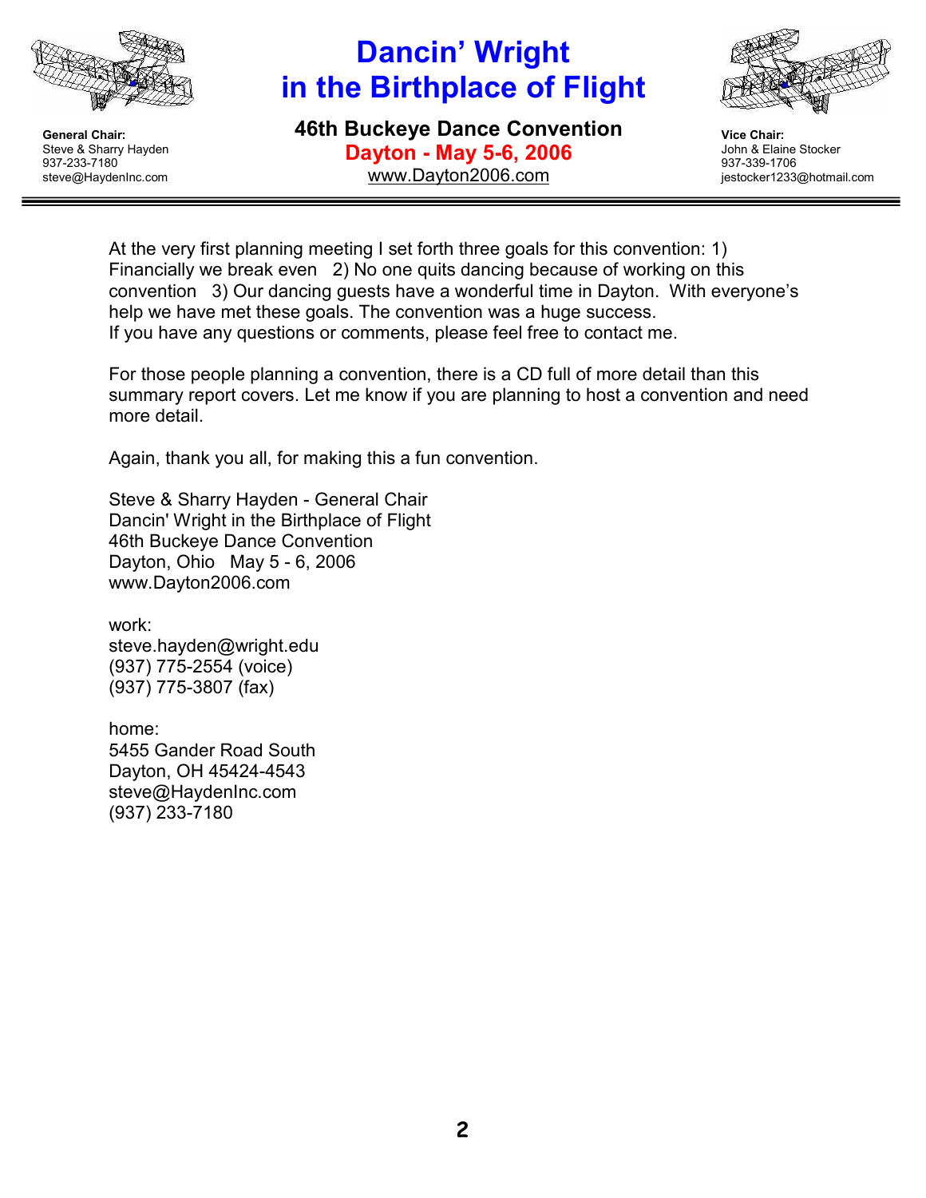At the very first planning meeting I set forth three goals for this convention: 1) Financially we break even 2) No one quits dancing because of working on this convention 3) Our dancing guests have a wonderful time in Dayton. With everyone's help we have met these goals. The convention was a huge success.
If you have any questions or comments, please feel free to contact me.

For those people planning a convention, there is a CD full of more detail than this summary report covers. Let me know if you are planning to host a convention and need more detail.

Again, thank you all, for making this a fun convention.

Steve & Sharry Hayden - General Chair
Dancin' Wright in the Birthplace of Flight
46th Buckeye Dance Convention
Dayton, Ohio May 5 - 6, 2006
www.Dayton2006.com

work:
steve.hayden@wright.edu
(937) 775-2554 (voice)
(937) 775-3807 (fax)

home:
5455 Gander Road South
Dayton, OH 45424-4543
steve@HaydenInc.com
(937) 233-7180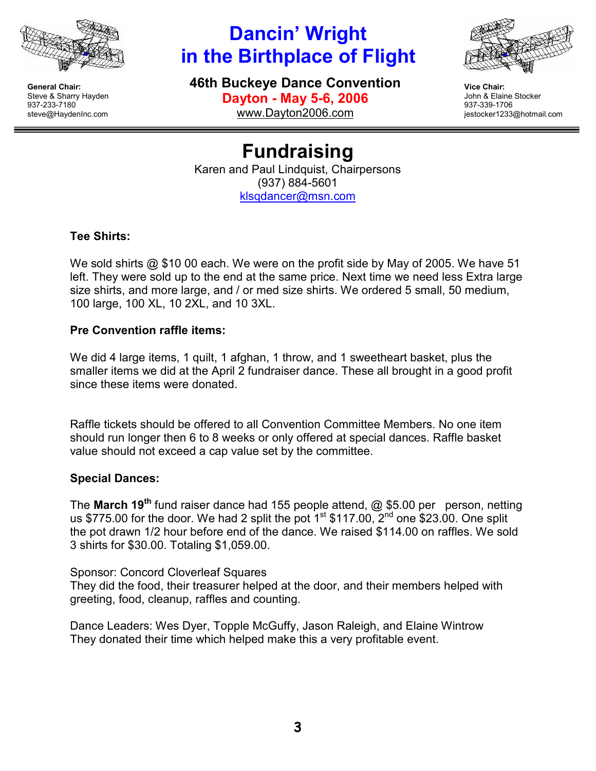General Chair:
Steve & Sharry Hayden
937-233-7180
steve@HaydenInc.com

# Dancin' Wright in the Birthplace of Flight

**46th Buckeye Dance Convention**
**Dayton - May 5-6, 2006**
www.Dayton2006.com

Vice Chair:
John & Elaine Stocker
937-339-1706
jestocker1233@hotmail.com

# Fundraising

Karen and Paul Lindquist, Chairpersons
(937) 884-5601
klsqdancer@msn.com

### Tee Shirts:

We sold shirts @ $10 00 each. We were on the profit side by May of 2005. We have 51 left. They were sold up to the end at the same price. Next time we need less Extra large size shirts, and more large, and / or med size shirts. We ordered 5 small, 50 medium, 100 large, 100 XL, 10 2XL, and 10 3XL.

### Pre Convention raffle items:

We did 4 large items, 1 quilt, 1 afghan, 1 throw, and 1 sweetheart basket, plus the smaller items we did at the April 2 fundraiser dance. These all brought in a good profit since these items were donated.

Raffle tickets should be offered to all Convention Committee Members. No one item should run longer then 6 to 8 weeks or only offered at special dances. Raffle basket value should not exceed a cap value set by the committee.

### Special Dances:

The **March 19th** fund raiser dance had 155 people attend, @ $5.00 per person, netting us $775.00 for the door. We had 2 split the pot 1st $117.00, 2nd one $23.00. One split the pot drawn 1/2 hour before end of the dance. We raised $114.00 on raffles. We sold 3 shirts for $30.00. Totaling $1,059.00.

Sponsor: Concord Cloverleaf Squares
They did the food, their treasurer helped at the door, and their members helped with greeting, food, cleanup, raffles and counting.

Dance Leaders: Wes Dyer, Topple McGuffy, Jason Raleigh, and Elaine Wintrow
They donated their time which helped make this a very profitable event.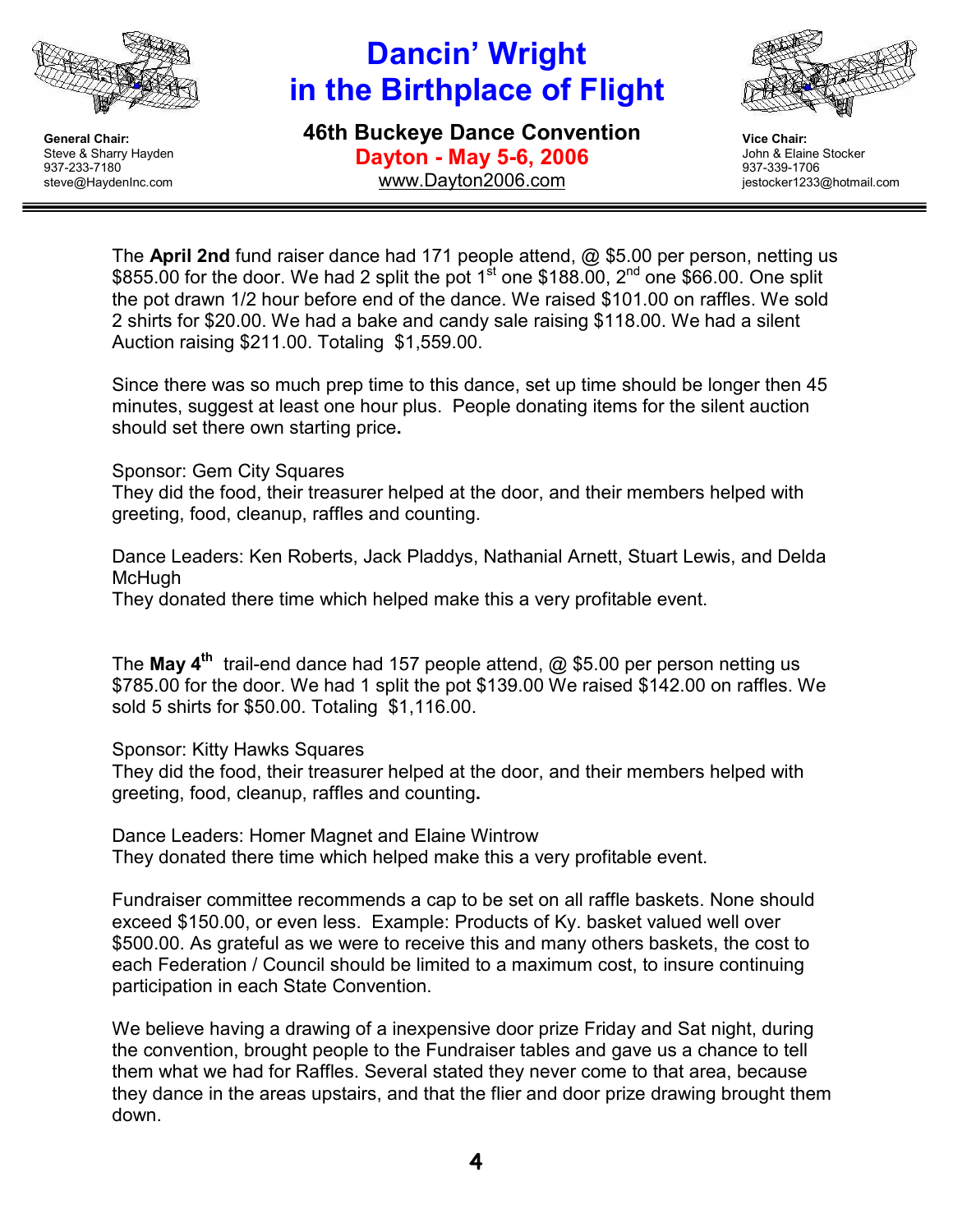The **April 2nd** fund raiser dance had 171 people attend, @ $5.00 per person, netting us $855.00 for the door. We had 2 split the pot 1st one $188.00, 2nd one $66.00. One split the pot drawn 1/2 hour before end of the dance. We raised $101.00 on raffles. We sold 2 shirts for $20.00. We had a bake and candy sale raising $118.00. We had a silent Auction raising $211.00. Totaling $1,559.00.

Since there was so much prep time to this dance, set up time should be longer then 45 minutes, suggest at least one hour plus. People donating items for the silent auction should set there own starting price**.**

Sponsor: Gem City Squares
They did the food, their treasurer helped at the door, and their members helped with greeting, food, cleanup, raffles and counting.

Dance Leaders: Ken Roberts, Jack Pladdys, Nathanial Arnett, Stuart Lewis, and Delda McHugh
They donated there time which helped make this a very profitable event.

The **May 4th** trail-end dance had 157 people attend, @ $5.00 per person netting us $785.00 for the door. We had 1 split the pot $139.00 We raised $142.00 on raffles. We sold 5 shirts for $50.00. Totaling $1,116.00.

Sponsor: Kitty Hawks Squares
They did the food, their treasurer helped at the door, and their members helped with greeting, food, cleanup, raffles and counting**.**

Dance Leaders: Homer Magnet and Elaine Wintrow
They donated there time which helped make this a very profitable event.

Fundraiser committee recommends a cap to be set on all raffle baskets. None should exceed $150.00, or even less. Example: Products of Ky. basket valued well over $500.00. As grateful as we were to receive this and many others baskets, the cost to each Federation / Council should be limited to a maximum cost, to insure continuing participation in each State Convention.

We believe having a drawing of a inexpensive door prize Friday and Sat night, during the convention, brought people to the Fundraiser tables and gave us a chance to tell them what we had for Raffles. Several stated they never come to that area, because they dance in the areas upstairs, and that the flier and door prize drawing brought them down.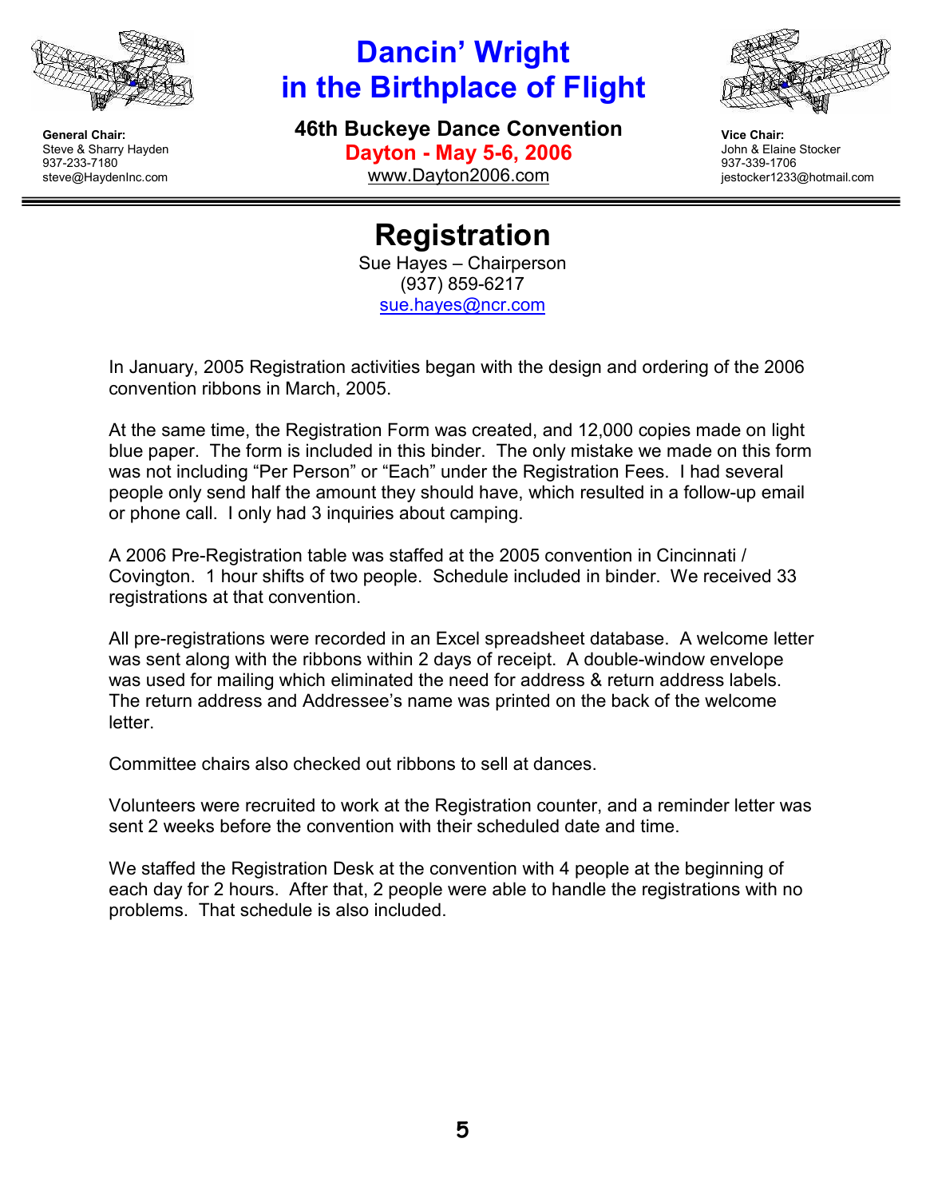# Dancin' Wright in the Birthplace of Flight

**General Chair:**
Steve & Sharry Hayden
937-233-7180
steve@HaydenInc.com

**46th Buckeye Dance Convention**
**Dayton - May 5-6, 2006**
www.Dayton2006.com

**Vice Chair:**
John & Elaine Stocker
937-339-1706
jestocker1233@hotmail.com

## Registration

Sue Hayes – Chairperson
(937) 859-6217
sue.hayes@ncr.com

In January, 2005 Registration activities began with the design and ordering of the 2006 convention ribbons in March, 2005.

At the same time, the Registration Form was created, and 12,000 copies made on light blue paper. The form is included in this binder. The only mistake we made on this form was not including "Per Person" or "Each" under the Registration Fees. I had several people only send half the amount they should have, which resulted in a follow-up email or phone call. I only had 3 inquiries about camping.

A 2006 Pre-Registration table was staffed at the 2005 convention in Cincinnati / Covington. 1 hour shifts of two people. Schedule included in binder. We received 33 registrations at that convention.

All pre-registrations were recorded in an Excel spreadsheet database. A welcome letter was sent along with the ribbons within 2 days of receipt. A double-window envelope was used for mailing which eliminated the need for address & return address labels. The return address and Addressee's name was printed on the back of the welcome letter.

Committee chairs also checked out ribbons to sell at dances.

Volunteers were recruited to work at the Registration counter, and a reminder letter was sent 2 weeks before the convention with their scheduled date and time.

We staffed the Registration Desk at the convention with 4 people at the beginning of each day for 2 hours. After that, 2 people were able to handle the registrations with no problems. That schedule is also included.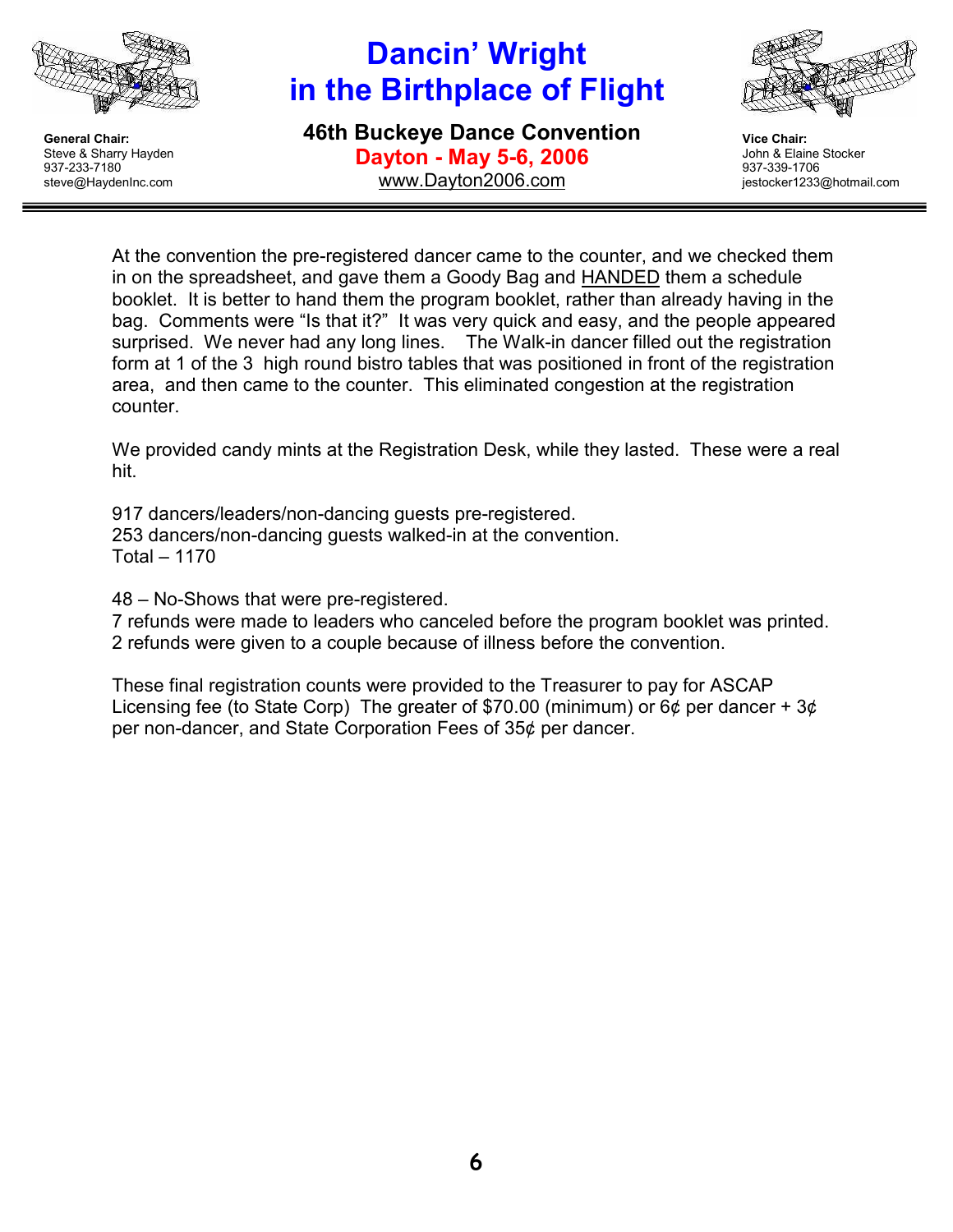At the convention the pre-registered dancer came to the counter, and we checked them in on the spreadsheet, and gave them a Goody Bag and <u>HANDED</u> them a schedule booklet. It is better to hand them the program booklet, rather than already having in the bag. Comments were "Is that it?" It was very quick and easy, and the people appeared surprised. We never had any long lines. The Walk-in dancer filled out the registration form at 1 of the 3 high round bistro tables that was positioned in front of the registration area, and then came to the counter. This eliminated congestion at the registration counter.

We provided candy mints at the Registration Desk, while they lasted. These were a real hit.

917 dancers/leaders/non-dancing guests pre-registered.
253 dancers/non-dancing guests walked-in at the convention.
Total – 1170

48 – No-Shows that were pre-registered.
7 refunds were made to leaders who canceled before the program booklet was printed.
2 refunds were given to a couple because of illness before the convention.

These final registration counts were provided to the Treasurer to pay for ASCAP Licensing fee (to State Corp) The greater of $70.00 (minimum) or 6¢ per dancer + 3¢ per non-dancer, and State Corporation Fees of 35¢ per dancer.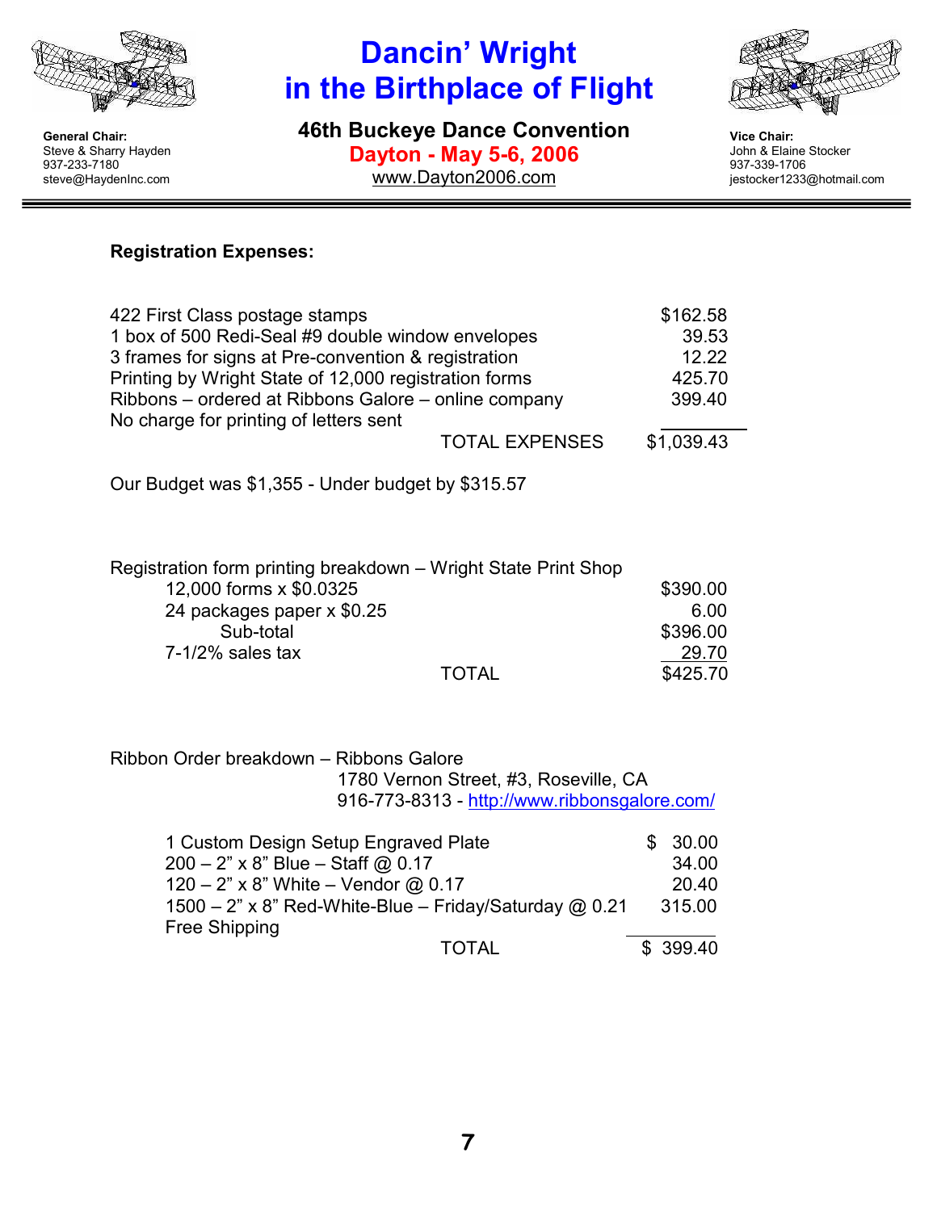# Dancin' Wright in the Birthplace of Flight

**General Chair:**
Steve & Sharry Hayden
937-233-7180
steve@HaydenInc.com

## 46th Buckeye Dance Convention

**Dayton - May 5-6, 2006**

www.Dayton2006.com

**Vice Chair:**
John & Elaine Stocker
937-339-1706
jestocker1233@hotmail.com

---

**Registration Expenses:**

| | | |
|---|---|---|
| 422 First Class postage stamps | | $162.58 |
| 1 box of 500 Redi-Seal #9 double window envelopes | | 39.53 |
| 3 frames for signs at Pre-convention & registration | | 12.22 |
| Printing by Wright State of 12,000 registration forms | | 425.70 |
| Ribbons – ordered at Ribbons Galore – online company | | 399.40 |
| No charge for printing of letters sent | | |
| | TOTAL EXPENSES | $1,039.43 |

Our Budget was $1,355 - Under budget by $315.57

Registration form printing breakdown – Wright State Print Shop

| | | |
|---|---|---|
| 12,000 forms x $0.0325 | | $390.00 |
| 24 packages paper x $0.25 | | 6.00 |
| Sub-total | | $396.00 |
| 7-1/2% sales tax | | 29.70 |
| | TOTAL | $425.70 |

Ribbon Order breakdown – Ribbons Galore
1780 Vernon Street, #3, Roseville, CA
916-773-8313 - http://www.ribbonsgalore.com/

| | | |
|---|---|---|
| 1 Custom Design Setup Engraved Plate | | $ 30.00 |
| 200 – 2" x 8" Blue – Staff @ 0.17 | | 34.00 |
| 120 – 2" x 8" White – Vendor @ 0.17 | | 20.40 |
| 1500 – 2" x 8" Red-White-Blue – Friday/Saturday @ 0.21 | | 315.00 |
| Free Shipping | | |
| | TOTAL | $ 399.40 |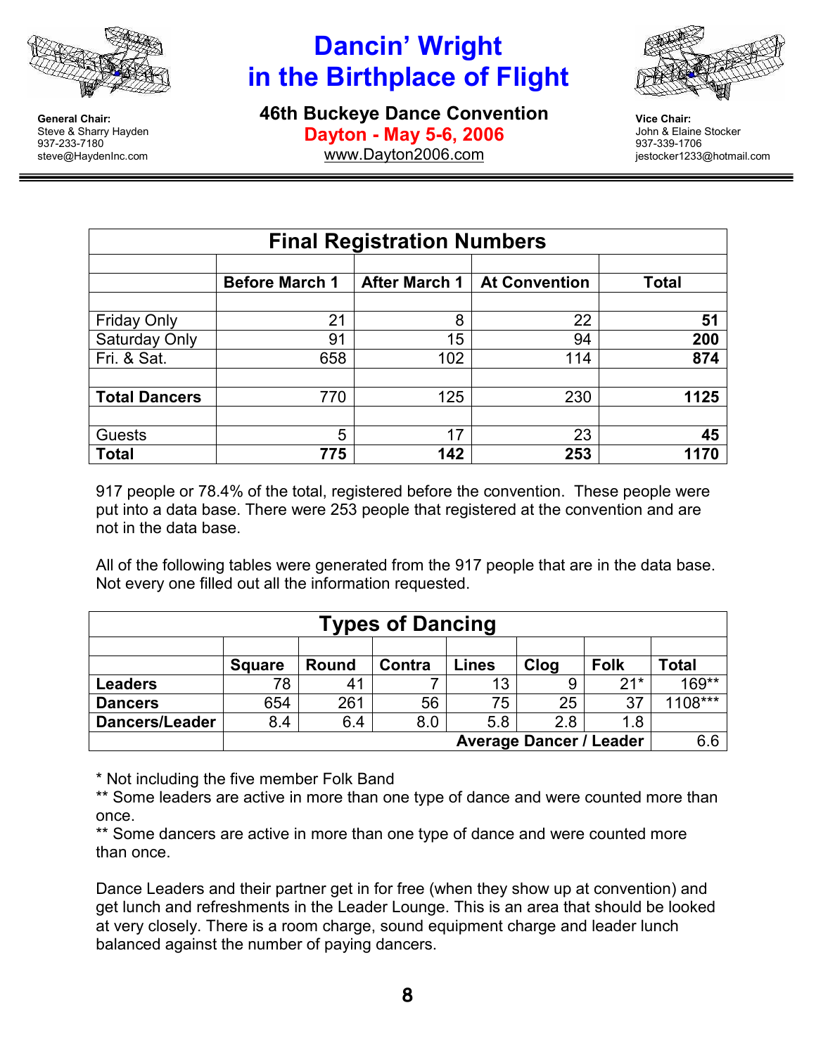# Dancin' Wright in the Birthplace of Flight

## 46th Buckeye Dance Convention

**Dayton - May 5-6, 2006**

www.Dayton2006.com

**General Chair:**
Steve & Sharry Hayden
937-233-7180
steve@HaydenInc.com

**Vice Chair:**
John & Elaine Stocker
937-339-1706
jestocker1233@hotmail.com

| Final Registration Numbers | | | | |
|---|---|---|---|---|
| | **Before March 1** | **After March 1** | **At Convention** | **Total** |
| Friday Only | 21 | 8 | 22 | **51** |
| Saturday Only | 91 | 15 | 94 | **200** |
| Fri. & Sat. | 658 | 102 | 114 | **874** |
| **Total Dancers** | 770 | 125 | 230 | **1125** |
| Guests | 5 | 17 | 23 | **45** |
| **Total** | **775** | **142** | **253** | **1170** |

917 people or 78.4% of the total, registered before the convention. These people were put into a data base. There were 253 people that registered at the convention and are not in the data base.

All of the following tables were generated from the 917 people that are in the data base. Not every one filled out all the information requested.

| Types of Dancing | | | | | | | |
|---|---|---|---|---|---|---|---|
| | **Square** | **Round** | **Contra** | **Lines** | **Clog** | **Folk** | **Total** |
| **Leaders** | 78 | 41 | 7 | 13 | 9 | 21* | 169** |
| **Dancers** | 654 | 261 | 56 | 75 | 25 | 37 | 1108*** |
| **Dancers/Leader** | 8.4 | 6.4 | 8.0 | 5.8 | 2.8 | 1.8 | |
| | | | | | | **Average Dancer / Leader** | 6.6 |

* Not including the five member Folk Band

** Some leaders are active in more than one type of dance and were counted more than once.

** Some dancers are active in more than one type of dance and were counted more than once.

Dance Leaders and their partner get in for free (when they show up at convention) and get lunch and refreshments in the Leader Lounge. This is an area that should be looked at very closely. There is a room charge, sound equipment charge and leader lunch balanced against the number of paying dancers.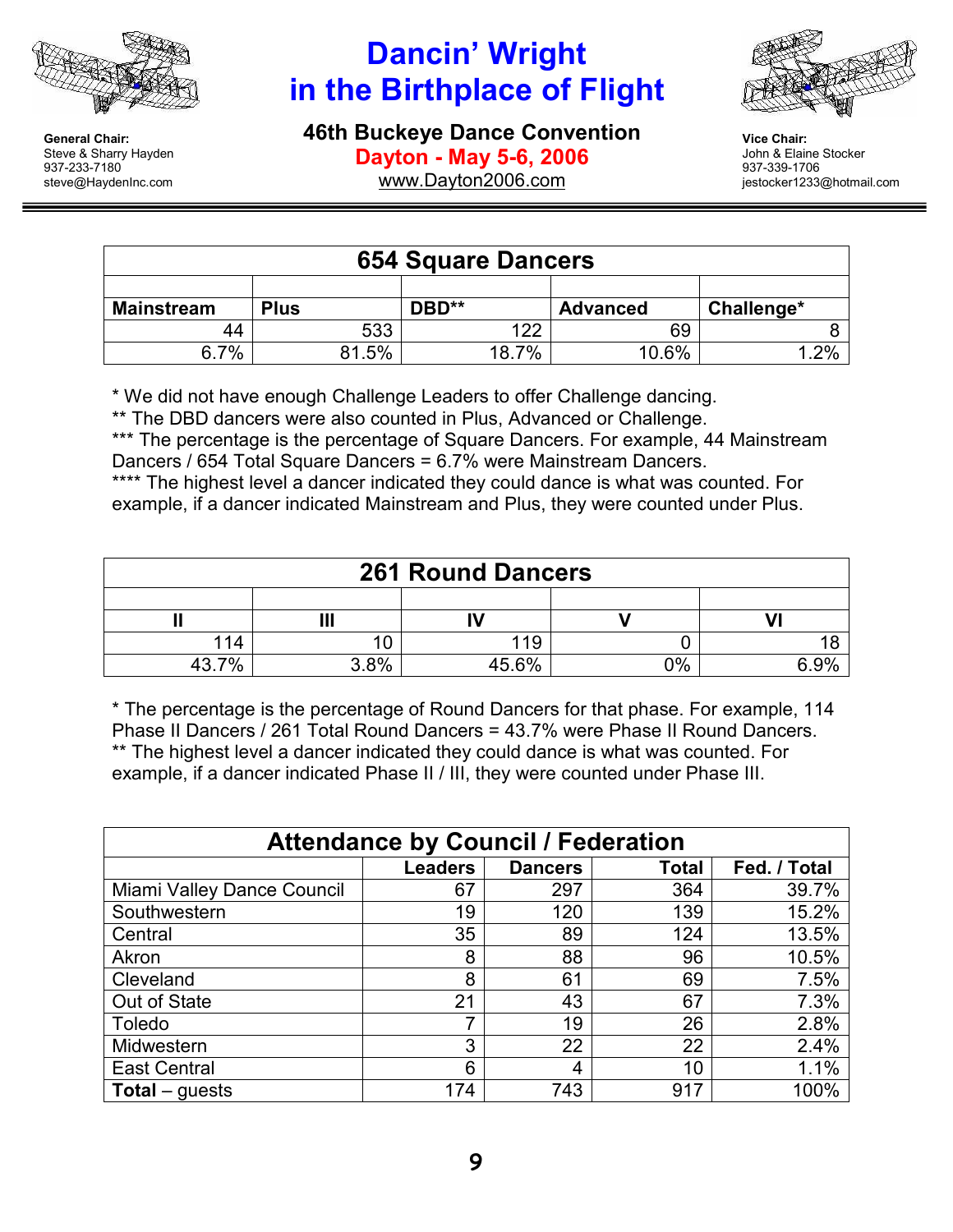# Dancin' Wright in the Birthplace of Flight

**General Chair:**
Steve & Sharry Hayden
937-233-7180
steve@HaydenInc.com

## 46th Buckeye Dance Convention

**Dayton - May 5-6, 2006**

www.Dayton2006.com

**Vice Chair:**
John & Elaine Stocker
937-339-1706
jestocker1233@hotmail.com

| 654 Square Dancers | | | | |
|---|---|---|---|---|
| | | | | |
| **Mainstream** | **Plus** | **DBD\*\*** | **Advanced** | **Challenge\*** |
| 44 | 533 | 122 | 69 | 8 |
| 6.7% | 81.5% | 18.7% | 10.6% | 1.2% |

\* We did not have enough Challenge Leaders to offer Challenge dancing.
\*\* The DBD dancers were also counted in Plus, Advanced or Challenge.
\*\*\* The percentage is the percentage of Square Dancers. For example, 44 Mainstream Dancers / 654 Total Square Dancers = 6.7% were Mainstream Dancers.
\*\*\*\* The highest level a dancer indicated they could dance is what was counted. For example, if a dancer indicated Mainstream and Plus, they were counted under Plus.

| 261 Round Dancers | | | | |
|---|---|---|---|---|
| | | | | |
| **II** | **III** | **IV** | **V** | **VI** |
| 114 | 10 | 119 | 0 | 18 |
| 43.7% | 3.8% | 45.6% | 0% | 6.9% |

\* The percentage is the percentage of Round Dancers for that phase. For example, 114 Phase II Dancers / 261 Total Round Dancers = 43.7% were Phase II Round Dancers.
\*\* The highest level a dancer indicated they could dance is what was counted. For example, if a dancer indicated Phase II / III, they were counted under Phase III.

| Attendance by Council / Federation | | | | |
|---|---|---|---|---|
| | **Leaders** | **Dancers** | **Total** | **Fed. / Total** |
| Miami Valley Dance Council | 67 | 297 | 364 | 39.7% |
| Southwestern | 19 | 120 | 139 | 15.2% |
| Central | 35 | 89 | 124 | 13.5% |
| Akron | 8 | 88 | 96 | 10.5% |
| Cleveland | 8 | 61 | 69 | 7.5% |
| Out of State | 21 | 43 | 67 | 7.3% |
| Toledo | 7 | 19 | 26 | 2.8% |
| Midwestern | 3 | 22 | 22 | 2.4% |
| East Central | 6 | 4 | 10 | 1.1% |
| **Total** – guests | 174 | 743 | 917 | 100% |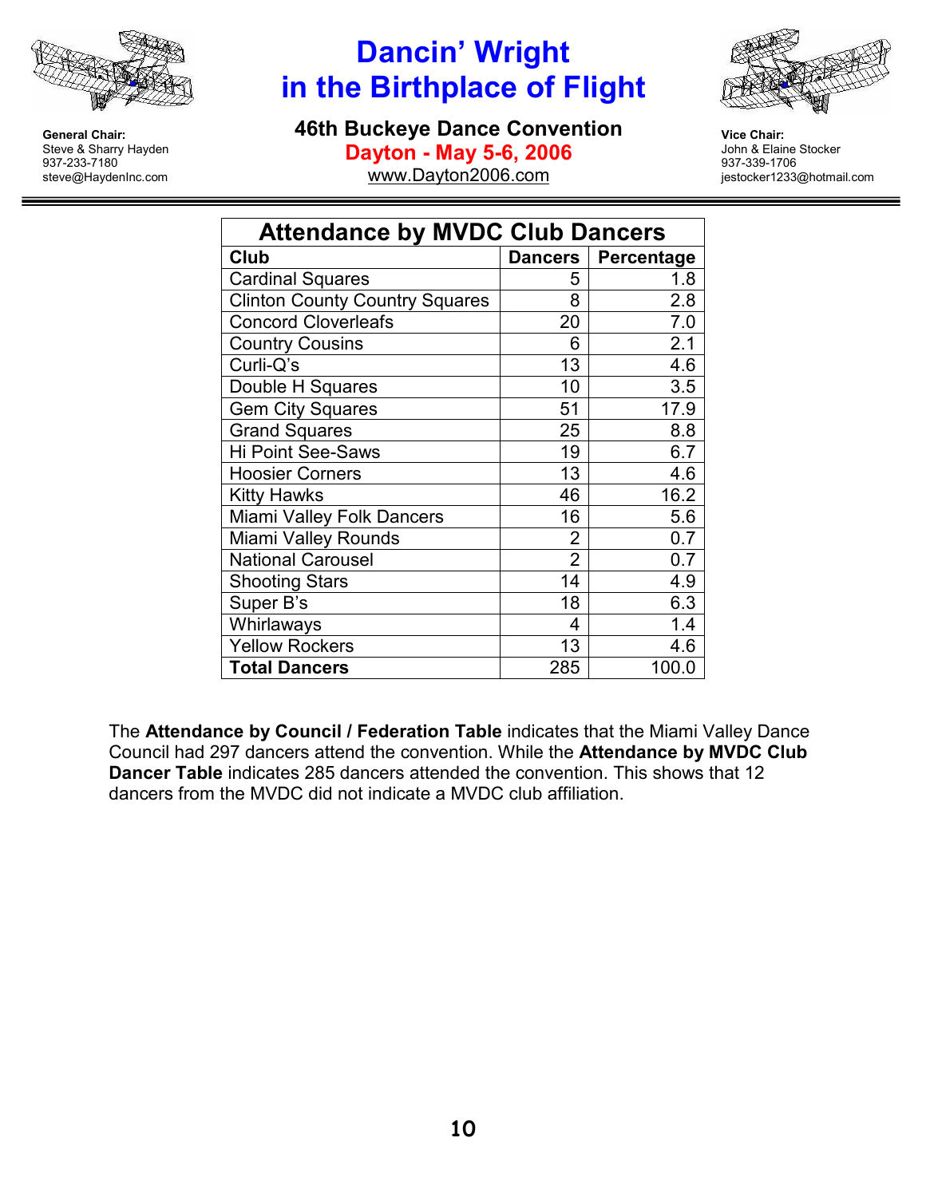# Dancin' Wright in the Birthplace of Flight

**General Chair:**
Steve & Sharry Hayden
937-233-7180
steve@HaydenInc.com

## 46th Buckeye Dance Convention

**Dayton - May 5-6, 2006**

www.Dayton2006.com

**Vice Chair:**
John & Elaine Stocker
937-339-1706
jestocker1233@hotmail.com

| Attendance by MVDC Club Dancers | | |
|---|---|---|
| **Club** | **Dancers** | **Percentage** |
| Cardinal Squares | 5 | 1.8 |
| Clinton County Country Squares | 8 | 2.8 |
| Concord Cloverleafs | 20 | 7.0 |
| Country Cousins | 6 | 2.1 |
| Curli-Q's | 13 | 4.6 |
| Double H Squares | 10 | 3.5 |
| Gem City Squares | 51 | 17.9 |
| Grand Squares | 25 | 8.8 |
| Hi Point See-Saws | 19 | 6.7 |
| Hoosier Corners | 13 | 4.6 |
| Kitty Hawks | 46 | 16.2 |
| Miami Valley Folk Dancers | 16 | 5.6 |
| Miami Valley Rounds | 2 | 0.7 |
| National Carousel | 2 | 0.7 |
| Shooting Stars | 14 | 4.9 |
| Super B's | 18 | 6.3 |
| Whirlaways | 4 | 1.4 |
| Yellow Rockers | 13 | 4.6 |
| **Total Dancers** | 285 | 100.0 |

The **Attendance by Council / Federation Table** indicates that the Miami Valley Dance Council had 297 dancers attend the convention. While the **Attendance by MVDC Club Dancer Table** indicates 285 dancers attended the convention. This shows that 12 dancers from the MVDC did not indicate a MVDC club affiliation.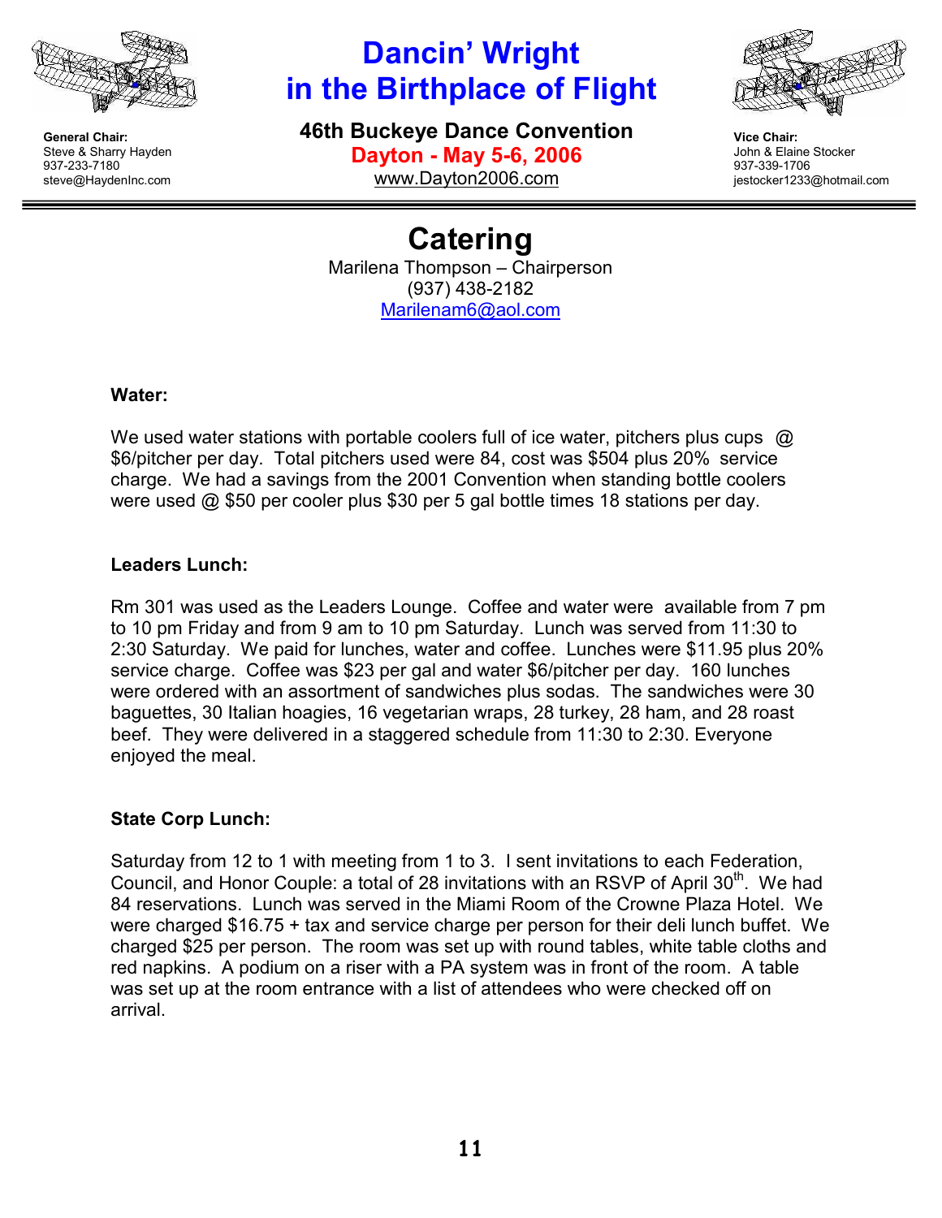# Dancin' Wright in the Birthplace of Flight

**General Chair:**
Steve & Sharry Hayden
937-233-7180
steve@HaydenInc.com

## 46th Buckeye Dance Convention

**Dayton - May 5-6, 2006**

www.Dayton2006.com

**Vice Chair:**
John & Elaine Stocker
937-339-1706
jestocker1233@hotmail.com

---

# Catering

Marilena Thompson – Chairperson
(937) 438-2182
Marilenam6@aol.com

**Water:**

We used water stations with portable coolers full of ice water, pitchers plus cups @ $6/pitcher per day. Total pitchers used were 84, cost was $504 plus 20% service charge. We had a savings from the 2001 Convention when standing bottle coolers were used @ $50 per cooler plus $30 per 5 gal bottle times 18 stations per day.

**Leaders Lunch:**

Rm 301 was used as the Leaders Lounge. Coffee and water were available from 7 pm to 10 pm Friday and from 9 am to 10 pm Saturday. Lunch was served from 11:30 to 2:30 Saturday. We paid for lunches, water and coffee. Lunches were $11.95 plus 20% service charge. Coffee was $23 per gal and water $6/pitcher per day. 160 lunches were ordered with an assortment of sandwiches plus sodas. The sandwiches were 30 baguettes, 30 Italian hoagies, 16 vegetarian wraps, 28 turkey, 28 ham, and 28 roast beef. They were delivered in a staggered schedule from 11:30 to 2:30. Everyone enjoyed the meal.

**State Corp Lunch:**

Saturday from 12 to 1 with meeting from 1 to 3. I sent invitations to each Federation, Council, and Honor Couple: a total of 28 invitations with an RSVP of April 30th. We had 84 reservations. Lunch was served in the Miami Room of the Crowne Plaza Hotel. We were charged $16.75 + tax and service charge per person for their deli lunch buffet. We charged $25 per person. The room was set up with round tables, white table cloths and red napkins. A podium on a riser with a PA system was in front of the room. A table was set up at the room entrance with a list of attendees who were checked off on arrival.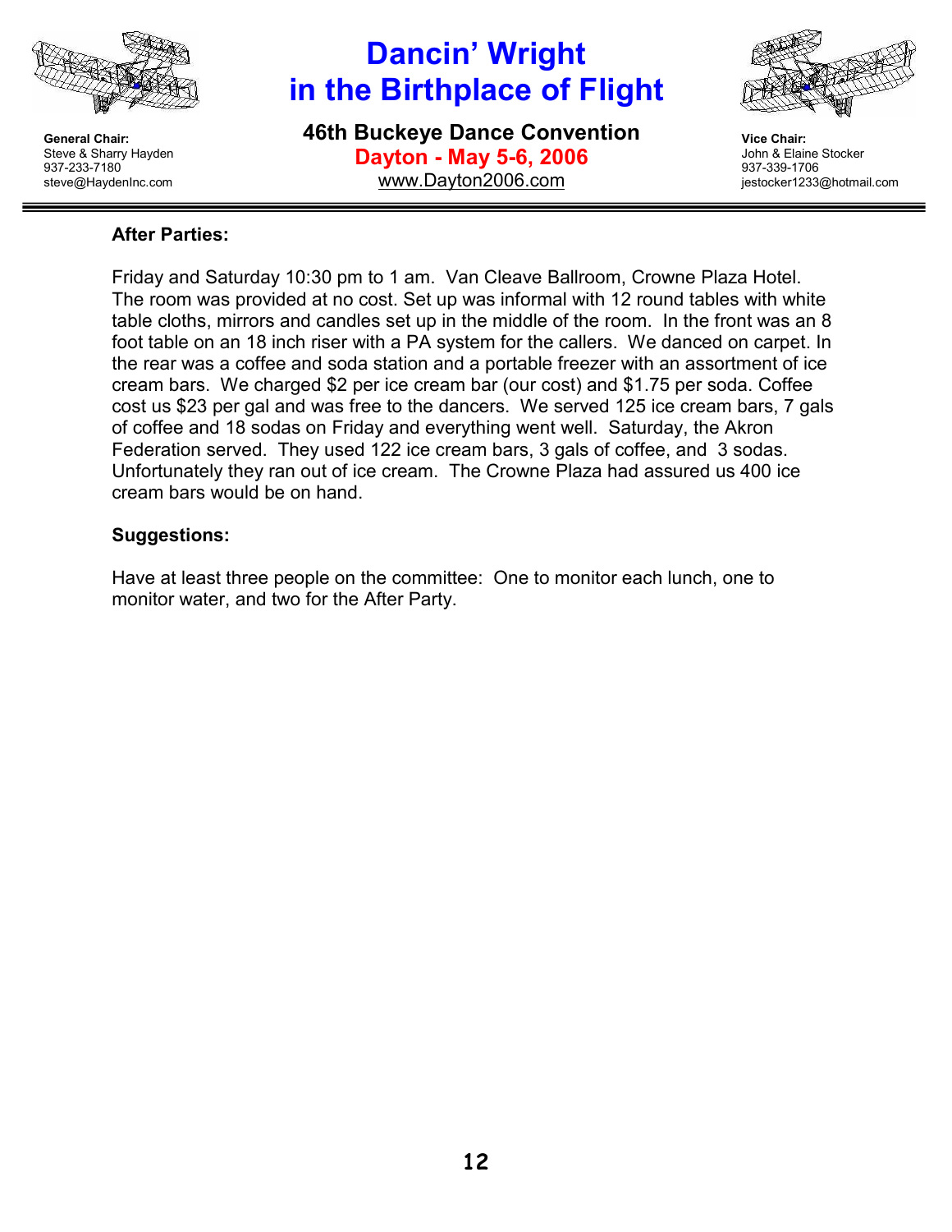## After Parties:

Friday and Saturday 10:30 pm to 1 am. Van Cleave Ballroom, Crowne Plaza Hotel. The room was provided at no cost. Set up was informal with 12 round tables with white table cloths, mirrors and candles set up in the middle of the room. In the front was an 8 foot table on an 18 inch riser with a PA system for the callers. We danced on carpet. In the rear was a coffee and soda station and a portable freezer with an assortment of ice cream bars. We charged $2 per ice cream bar (our cost) and $1.75 per soda. Coffee cost us $23 per gal and was free to the dancers. We served 125 ice cream bars, 7 gals of coffee and 18 sodas on Friday and everything went well. Saturday, the Akron Federation served. They used 122 ice cream bars, 3 gals of coffee, and 3 sodas. Unfortunately they ran out of ice cream. The Crowne Plaza had assured us 400 ice cream bars would be on hand.

## Suggestions:

Have at least three people on the committee: One to monitor each lunch, one to monitor water, and two for the After Party.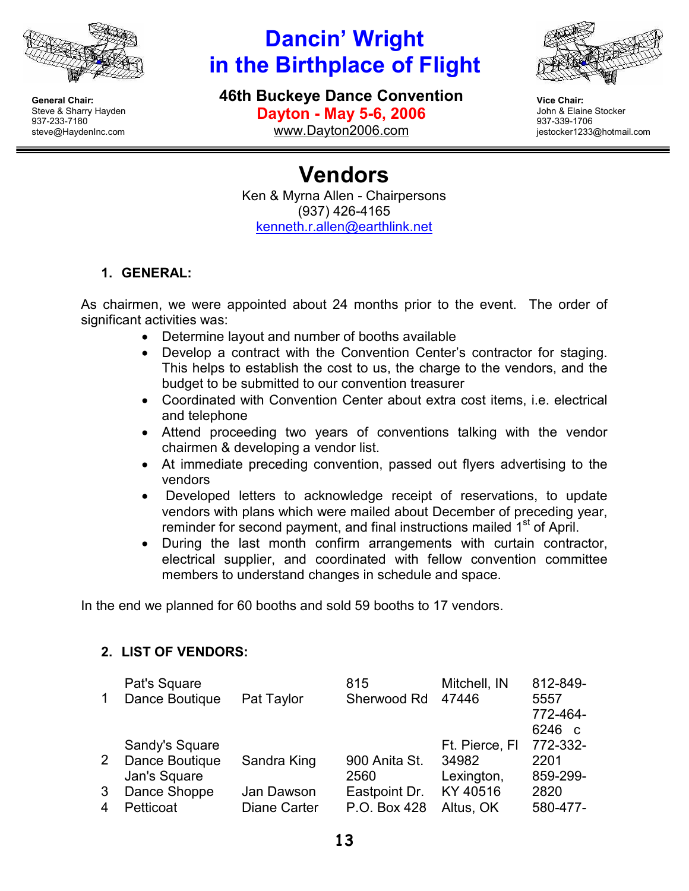**General Chair:**
Steve & Sharry Hayden
937-233-7180
steve@HaydenInc.com

# Dancin' Wright in the Birthplace of Flight

**46th Buckeye Dance Convention**
**Dayton - May 5-6, 2006**
www.Dayton2006.com

**Vice Chair:**
John & Elaine Stocker
937-339-1706
jestocker1233@hotmail.com

---

# Vendors

Ken & Myrna Allen - Chairpersons
(937) 426-4165
kenneth.r.allen@earthlink.net

## 1. GENERAL:

As chairmen, we were appointed about 24 months prior to the event. The order of significant activities was:

- Determine layout and number of booths available
- Develop a contract with the Convention Center's contractor for staging. This helps to establish the cost to us, the charge to the vendors, and the budget to be submitted to our convention treasurer
- Coordinated with Convention Center about extra cost items, i.e. electrical and telephone
- Attend proceeding two years of conventions talking with the vendor chairmen & developing a vendor list.
- At immediate preceding convention, passed out flyers advertising to the vendors
- Developed letters to acknowledge receipt of reservations, to update vendors with plans which were mailed about December of preceding year, reminder for second payment, and final instructions mailed 1st of April.
- During the last month confirm arrangements with curtain contractor, electrical supplier, and coordinated with fellow convention committee members to understand changes in schedule and space.

In the end we planned for 60 booths and sold 59 booths to 17 vendors.

## 2. LIST OF VENDORS:

| # | Vendor | Contact | Address | City/State/Zip | Phone |
|---|---|---|---|---|---|
| 1 | Pat's Square Dance Boutique | Pat Taylor | 815 Sherwood Rd | Mitchell, IN 47446 | 812-849-5557 |
| | | | | | 772-464-6246 c |
| 2 | Sandy's Square Dance Boutique | Sandra King | 900 Anita St. | Ft. Pierce, Fl 34982 | 772-332-2201 |
| 3 | Jan's Square Dance Shoppe | Jan Dawson | 2560 Eastpoint Dr. | Lexington, KY 40516 | 859-299-2820 |
| 4 | Petticoat | Diane Carter | P.O. Box 428 | Altus, OK | 580-477- |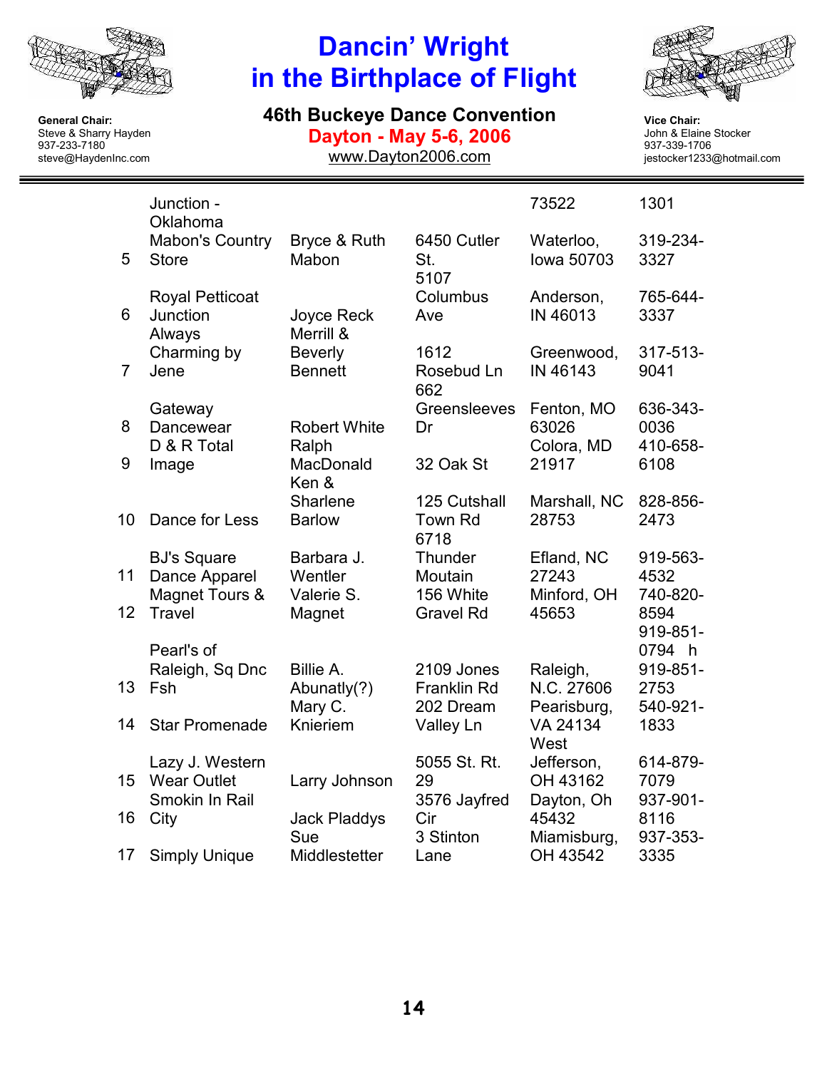| | | | | | |
|---|---|---|---|---|---|
| | Junction - Oklahoma | | | 73522 | 1301 |
| 5 | Mabon's Country Store | Bryce & Ruth Mabon | 6450 Cutler St. | Waterloo, Iowa 50703 | 319-234-3327 |
| 6 | Royal Petticoat Junction | Joyce Reck | 5107 Columbus Ave | Anderson, IN 46013 | 765-644-3337 |
| 7 | Always Charming by Jene | Merrill & Beverly Bennett | 1612 Rosebud Ln | Greenwood, IN 46143 | 317-513-9041 |
| 8 | Gateway Dancewear | Robert White | 662 Greensleeves Dr | Fenton, MO 63026 | 636-343-0036 |
| 9 | D & R Total Image | Ralph MacDonald | 32 Oak St | Colora, MD 21917 | 410-658-6108 |
| 10 | Dance for Less | Ken & Sharlene Barlow | 125 Cutshall Town Rd | Marshall, NC 28753 | 828-856-2473 |
| 11 | BJ's Square Dance Apparel | Barbara J. Wentler | 6718 Thunder Moutain | Efland, NC 27243 | 919-563-4532 |
| 12 | Magnet Tours & Travel | Valerie S. Magnet | 156 White Gravel Rd | Minford, OH 45653 | 740-820-8594 |
| 13 | Pearl's of Raleigh, Sq Dnc Fsh | Billie A. Abunatly(?) | 2109 Jones Franklin Rd | Raleigh, N.C. 27606 | 919-851-0794 h 919-851-2753 |
| 14 | Star Promenade | Mary C. Knieriem | 202 Dream Valley Ln | Pearisburg, VA 24134 | 540-921-1833 |
| 15 | Lazy J. Western Wear Outlet | Larry Johnson | 5055 St. Rt. 29 | West Jefferson, OH 43162 | 614-879-7079 |
| 16 | Smokin In Rail City | Jack Pladdys | 3576 Jayfred Cir | Dayton, Oh 45432 | 937-901-8116 |
| 17 | Simply Unique | Sue Middlestetter | 3 Stinton Lane | Miamisburg, OH 43542 | 937-353-3335 |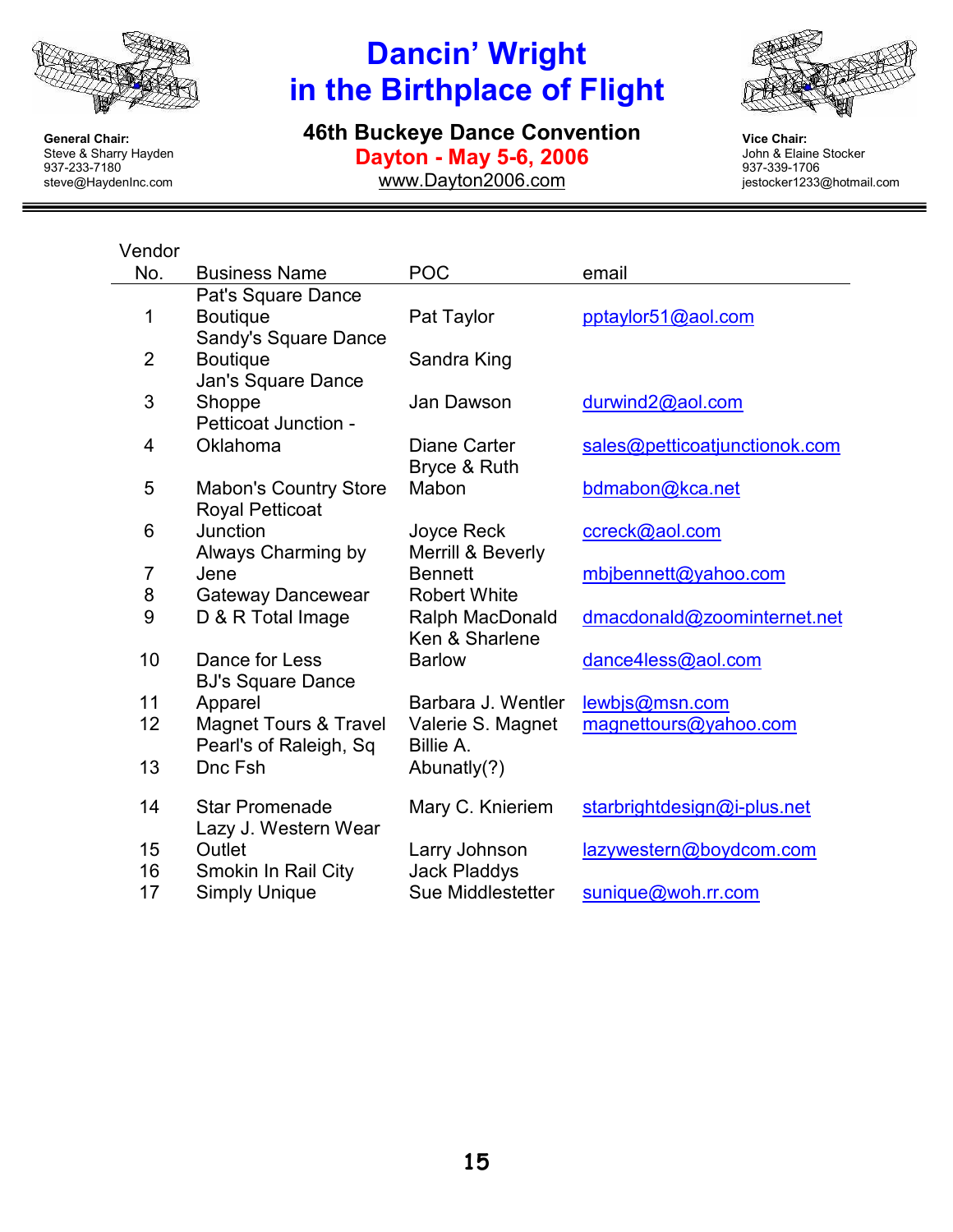# Dancin' Wright in the Birthplace of Flight

## 46th Buckeye Dance Convention

**Dayton - May 5-6, 2006**

www.Dayton2006.com

**General Chair:**
Steve & Sharry Hayden
937-233-7180
steve@HaydenInc.com

**Vice Chair:**
John & Elaine Stocker
937-339-1706
jestocker1233@hotmail.com

| Vendor No. | Business Name | POC | email |
|---|---|---|---|
| 1 | Pat's Square Dance Boutique | Pat Taylor | pptaylor51@aol.com |
| 2 | Sandy's Square Dance Boutique | Sandra King | |
| 3 | Jan's Square Dance Shoppe | Jan Dawson | durwind2@aol.com |
| 4 | Petticoat Junction - Oklahoma | Diane Carter | sales@petticoatjunctionok.com |
| 5 | Mabon's Country Store | Bryce & Ruth Mabon | bdmabon@kca.net |
| 6 | Royal Petticoat Junction | Joyce Reck | ccreck@aol.com |
| 7 | Always Charming by Jene | Merrill & Beverly Bennett | mbjbennett@yahoo.com |
| 8 | Gateway Dancewear | Robert White | |
| 9 | D & R Total Image | Ralph MacDonald | dmacdonald@zoominternet.net |
| 10 | Dance for Less | Ken & Sharlene Barlow | dance4less@aol.com |
| 11 | BJ's Square Dance Apparel | Barbara J. Wentler | lewbjs@msn.com |
| 12 | Magnet Tours & Travel | Valerie S. Magnet | magnettours@yahoo.com |
| 13 | Pearl's of Raleigh, Sq Dnc Fsh | Billie A. Abunatly(?) | |
| 14 | Star Promenade | Mary C. Knieriem | starbrightdesign@i-plus.net |
| 15 | Lazy J. Western Wear Outlet | Larry Johnson | lazywestern@boydcom.com |
| 16 | Smokin In Rail City | Jack Pladdys | |
| 17 | Simply Unique | Sue Middlestetter | sunique@woh.rr.com |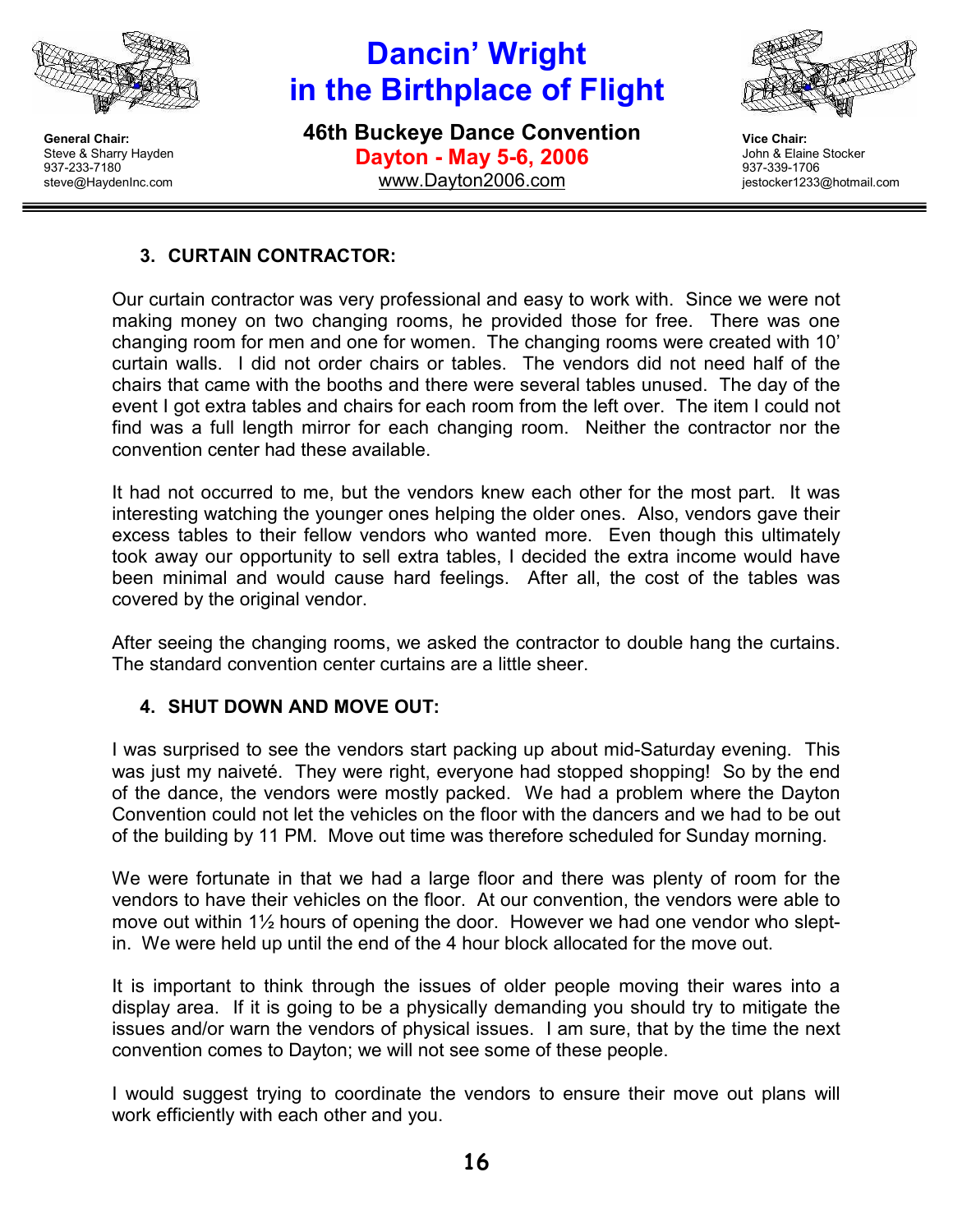### 3. CURTAIN CONTRACTOR:

Our curtain contractor was very professional and easy to work with. Since we were not making money on two changing rooms, he provided those for free. There was one changing room for men and one for women. The changing rooms were created with 10' curtain walls. I did not order chairs or tables. The vendors did not need half of the chairs that came with the booths and there were several tables unused. The day of the event I got extra tables and chairs for each room from the left over. The item I could not find was a full length mirror for each changing room. Neither the contractor nor the convention center had these available.

It had not occurred to me, but the vendors knew each other for the most part. It was interesting watching the younger ones helping the older ones. Also, vendors gave their excess tables to their fellow vendors who wanted more. Even though this ultimately took away our opportunity to sell extra tables, I decided the extra income would have been minimal and would cause hard feelings. After all, the cost of the tables was covered by the original vendor.

After seeing the changing rooms, we asked the contractor to double hang the curtains. The standard convention center curtains are a little sheer.

### 4. SHUT DOWN AND MOVE OUT:

I was surprised to see the vendors start packing up about mid-Saturday evening. This was just my naiveté. They were right, everyone had stopped shopping! So by the end of the dance, the vendors were mostly packed. We had a problem where the Dayton Convention could not let the vehicles on the floor with the dancers and we had to be out of the building by 11 PM. Move out time was therefore scheduled for Sunday morning.

We were fortunate in that we had a large floor and there was plenty of room for the vendors to have their vehicles on the floor. At our convention, the vendors were able to move out within 1½ hours of opening the door. However we had one vendor who slept-in. We were held up until the end of the 4 hour block allocated for the move out.

It is important to think through the issues of older people moving their wares into a display area. If it is going to be a physically demanding you should try to mitigate the issues and/or warn the vendors of physical issues. I am sure, that by the time the next convention comes to Dayton; we will not see some of these people.

I would suggest trying to coordinate the vendors to ensure their move out plans will work efficiently with each other and you.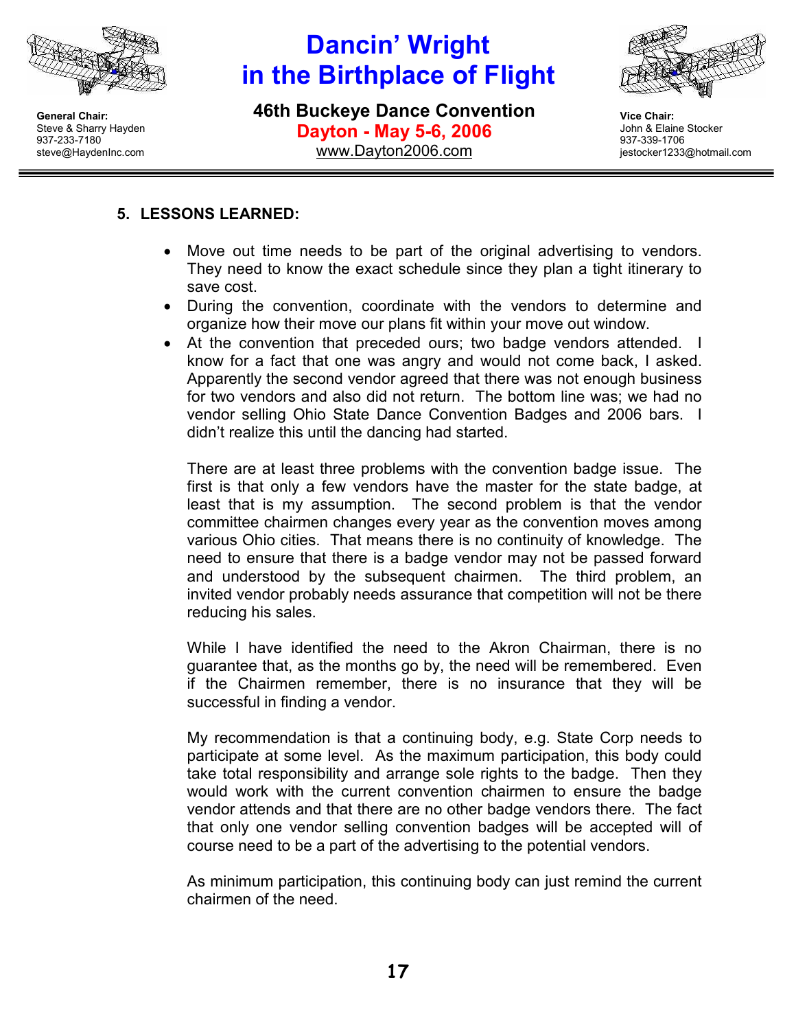## 5. LESSONS LEARNED:

- Move out time needs to be part of the original advertising to vendors. They need to know the exact schedule since they plan a tight itinerary to save cost.
- During the convention, coordinate with the vendors to determine and organize how their move our plans fit within your move out window.
- At the convention that preceded ours; two badge vendors attended. I know for a fact that one was angry and would not come back, I asked. Apparently the second vendor agreed that there was not enough business for two vendors and also did not return. The bottom line was; we had no vendor selling Ohio State Dance Convention Badges and 2006 bars. I didn't realize this until the dancing had started.

  There are at least three problems with the convention badge issue. The first is that only a few vendors have the master for the state badge, at least that is my assumption. The second problem is that the vendor committee chairmen changes every year as the convention moves among various Ohio cities. That means there is no continuity of knowledge. The need to ensure that there is a badge vendor may not be passed forward and understood by the subsequent chairmen. The third problem, an invited vendor probably needs assurance that competition will not be there reducing his sales.

  While I have identified the need to the Akron Chairman, there is no guarantee that, as the months go by, the need will be remembered. Even if the Chairmen remember, there is no insurance that they will be successful in finding a vendor.

  My recommendation is that a continuing body, e.g. State Corp needs to participate at some level. As the maximum participation, this body could take total responsibility and arrange sole rights to the badge. Then they would work with the current convention chairmen to ensure the badge vendor attends and that there are no other badge vendors there. The fact that only one vendor selling convention badges will be accepted will of course need to be a part of the advertising to the potential vendors.

  As minimum participation, this continuing body can just remind the current chairmen of the need.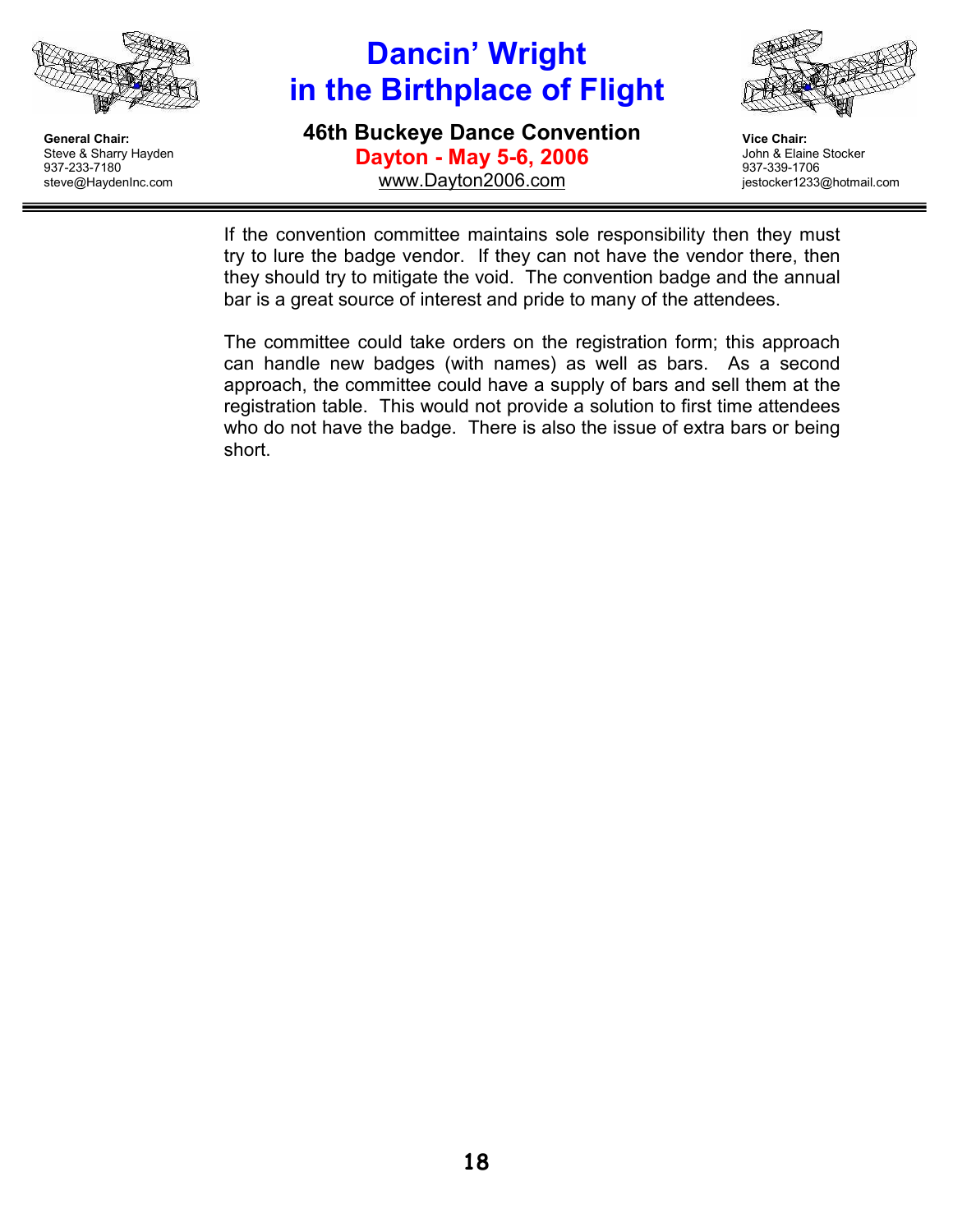If the convention committee maintains sole responsibility then they must try to lure the badge vendor. If they can not have the vendor there, then they should try to mitigate the void. The convention badge and the annual bar is a great source of interest and pride to many of the attendees.

The committee could take orders on the registration form; this approach can handle new badges (with names) as well as bars. As a second approach, the committee could have a supply of bars and sell them at the registration table. This would not provide a solution to first time attendees who do not have the badge. There is also the issue of extra bars or being short.